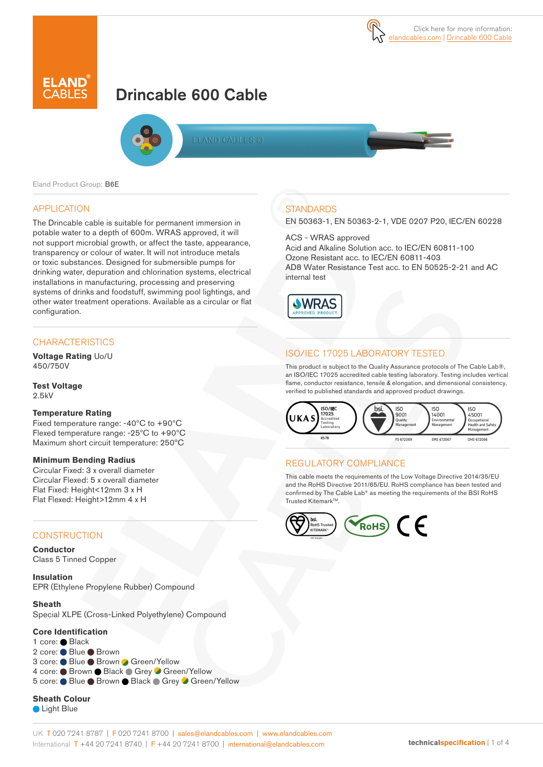Click here for more information: elandcables.com | Drincable 600 Cable

# Drincable 600 Cable

Eland Product Group: B6E

## APPLICATION

The Drincable cable is suitable for permanent immersion in potable water to a depth of 600m. WRAS approved, it will not support microbial growth, or affect the taste, appearance, transparency or colour of water. It will not introduce metals or toxic substances. Designed for submersible pumps for drinking water, depuration and chlorination systems, electrical installations in manufacturing, processing and preserving systems of drinks and foodstuff, swimming pool lightings, and other water treatment operations. Available as a circular or flat configuration.

## CHARACTERISTICS

**Voltage Rating** Uo/U
450/750V

**Test Voltage**
2.5kV

**Temperature Rating**
Fixed temperature range: -40°C to +90°C
Flexed temperature range: -25°C to +90°C
Maximum short circuit temperature: 250°C

**Minimum Bending Radius**
Circular Fixed: 3 x overall diameter
Circular Flexed: 5 x overall diameter
Flat Fixed: Height<12mm 3 x H
Flat Flexed: Height>12mm 4 x H

## CONSTRUCTION

**Conductor**
Class 5 Tinned Copper

**Insulation**
EPR (Ethylene Propylene Rubber) Compound

**Sheath**
Special XLPE (Cross-Linked Polyethylene) Compound

**Core Identification**
1 core: Black
2 core: Blue Brown
3 core: Blue Brown Green/Yellow
4 core: Brown Black Grey Green/Yellow
5 core: Blue Brown Black Grey Green/Yellow

**Sheath Colour**
Light Blue

## STANDARDS

EN 50363-1, EN 50363-2-1, VDE 0207 P20, IEC/EN 60228

ACS - WRAS approved
Acid and Alkaline Solution acc. to IEC/EN 60811-100
Ozone Resistant acc. to IEC/EN 60811-403
AD8 Water Resistance Test acc. to EN 50525-2-21 and AC internal test

WRAS APPROVED PRODUCT

## ISO/IEC 17025 LABORATORY TESTED

This product is subject to the Quality Assurance protocols of The Cable Lab®, an ISO/IEC 17025 accredited cable testing laboratory. Testing includes vertical flame, conductor resistance, tensile & elongation, and dimensional consistency, verified to published standards and approved product drawings.

UKAS ISO/IEC 17025 Accredited Testing Laboratory 8578 | bsi. ISO 9001 Quality Management FS 672069 | ISO 14001 Environmental Management EMS 672067 | ISO 45001 Occupational Health and Safety Management OHS 672066

## REGULATORY COMPLIANCE

This cable meets the requirements of the Low Voltage Directive 2014/35/EU and the RoHS Directive 2011/65/EU. RoHS compliance has been tested and confirmed by The Cable Lab® as meeting the requirements of the BSI RoHS Trusted Kitemark™.

bsi. RoHS Trusted KITEMARK™ KM 636267 | RoHS | CE

UK T 020 7241 8787 | F 020 7241 8700 | sales@elandcables.com | www.elandcables.com
International T +44 20 7241 8740 | F +44 20 7241 8700 | international@elandcables.com

technicalspecification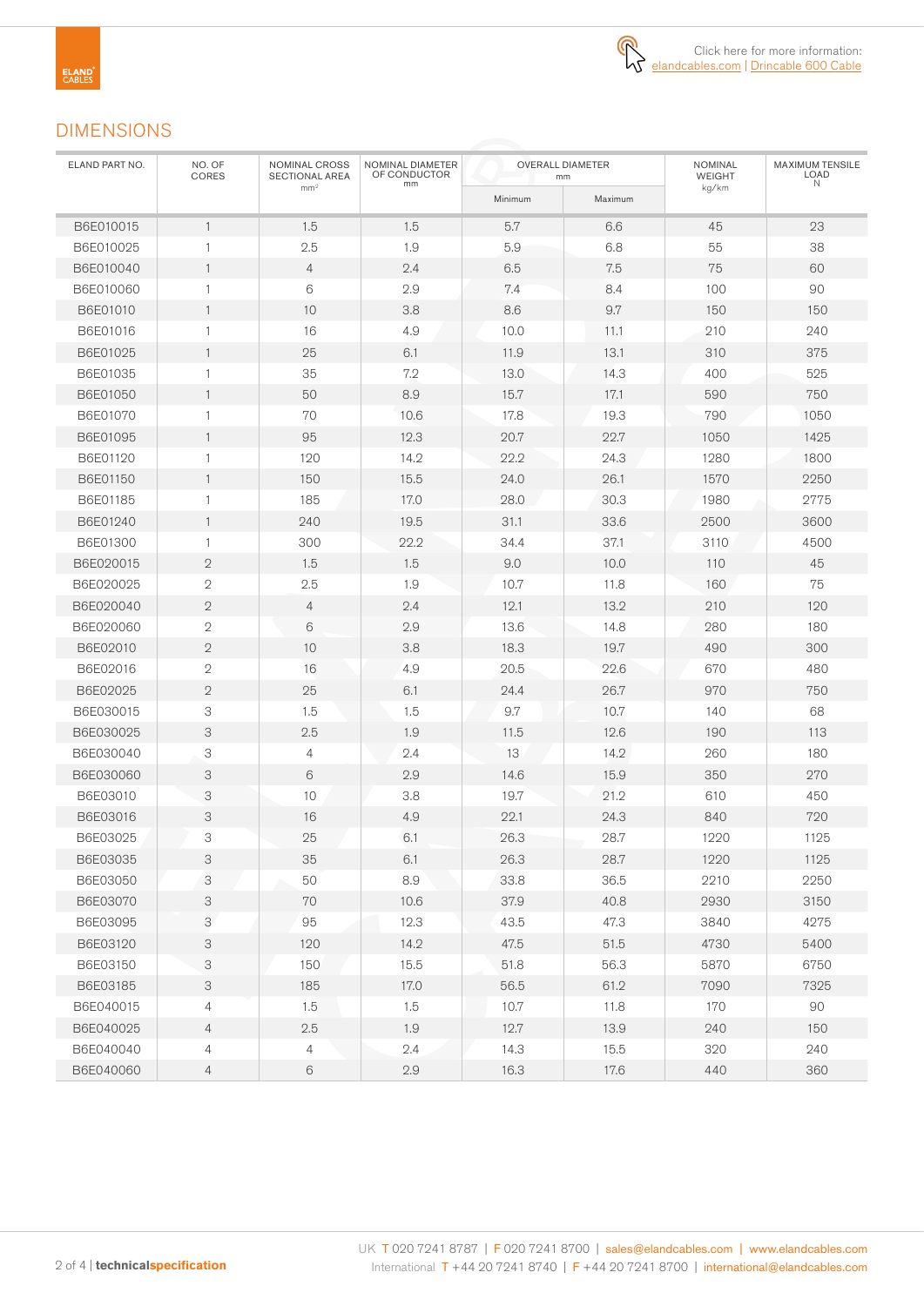Click here for more information: elandcables.com | Drincable 600 Cable

## DIMENSIONS

| ELAND PART NO. | NO. OF CORES | NOMINAL CROSS SECTIONAL AREA mm² | NOMINAL DIAMETER OF CONDUCTOR mm | OVERALL DIAMETER mm | | NOMINAL WEIGHT kg/km | MAXIMUM TENSILE LOAD N |
|---|---|---|---|---|---|---|---|
| | | | | Minimum | Maximum | | |
| B6E010015 | 1 | 1.5 | 1.5 | 5.7 | 6.6 | 45 | 23 |
| B6E010025 | 1 | 2.5 | 1.9 | 5.9 | 6.8 | 55 | 38 |
| B6E010040 | 1 | 4 | 2.4 | 6.5 | 7.5 | 75 | 60 |
| B6E010060 | 1 | 6 | 2.9 | 7.4 | 8.4 | 100 | 90 |
| B6E01010 | 1 | 10 | 3.8 | 8.6 | 9.7 | 150 | 150 |
| B6E01016 | 1 | 16 | 4.9 | 10.0 | 11.1 | 210 | 240 |
| B6E01025 | 1 | 25 | 6.1 | 11.9 | 13.1 | 310 | 375 |
| B6E01035 | 1 | 35 | 7.2 | 13.0 | 14.3 | 400 | 525 |
| B6E01050 | 1 | 50 | 8.9 | 15.7 | 17.1 | 590 | 750 |
| B6E01070 | 1 | 70 | 10.6 | 17.8 | 19.3 | 790 | 1050 |
| B6E01095 | 1 | 95 | 12.3 | 20.7 | 22.7 | 1050 | 1425 |
| B6E01120 | 1 | 120 | 14.2 | 22.2 | 24.3 | 1280 | 1800 |
| B6E01150 | 1 | 150 | 15.5 | 24.0 | 26.1 | 1570 | 2250 |
| B6E01185 | 1 | 185 | 17.0 | 28.0 | 30.3 | 1980 | 2775 |
| B6E01240 | 1 | 240 | 19.5 | 31.1 | 33.6 | 2500 | 3600 |
| B6E01300 | 1 | 300 | 22.2 | 34.4 | 37.1 | 3110 | 4500 |
| B6E020015 | 2 | 1.5 | 1.5 | 9.0 | 10.0 | 110 | 45 |
| B6E020025 | 2 | 2.5 | 1.9 | 10.7 | 11.8 | 160 | 75 |
| B6E020040 | 2 | 4 | 2.4 | 12.1 | 13.2 | 210 | 120 |
| B6E020060 | 2 | 6 | 2.9 | 13.6 | 14.8 | 280 | 180 |
| B6E02010 | 2 | 10 | 3.8 | 18.3 | 19.7 | 490 | 300 |
| B6E02016 | 2 | 16 | 4.9 | 20.5 | 22.6 | 670 | 480 |
| B6E02025 | 2 | 25 | 6.1 | 24.4 | 26.7 | 970 | 750 |
| B6E030015 | 3 | 1.5 | 1.5 | 9.7 | 10.7 | 140 | 68 |
| B6E030025 | 3 | 2.5 | 1.9 | 11.5 | 12.6 | 190 | 113 |
| B6E030040 | 3 | 4 | 2.4 | 13 | 14.2 | 260 | 180 |
| B6E030060 | 3 | 6 | 2.9 | 14.6 | 15.9 | 350 | 270 |
| B6E03010 | 3 | 10 | 3.8 | 19.7 | 21.2 | 610 | 450 |
| B6E03016 | 3 | 16 | 4.9 | 22.1 | 24.3 | 840 | 720 |
| B6E03025 | 3 | 25 | 6.1 | 26.3 | 28.7 | 1220 | 1125 |
| B6E03035 | 3 | 35 | 6.1 | 26.3 | 28.7 | 1220 | 1125 |
| B6E03050 | 3 | 50 | 8.9 | 33.8 | 36.5 | 2210 | 2250 |
| B6E03070 | 3 | 70 | 10.6 | 37.9 | 40.8 | 2930 | 3150 |
| B6E03095 | 3 | 95 | 12.3 | 43.5 | 47.3 | 3840 | 4275 |
| B6E03120 | 3 | 120 | 14.2 | 47.5 | 51.5 | 4730 | 5400 |
| B6E03150 | 3 | 150 | 15.5 | 51.8 | 56.3 | 5870 | 6750 |
| B6E03185 | 3 | 185 | 17.0 | 56.5 | 61.2 | 7090 | 7325 |
| B6E040015 | 4 | 1.5 | 1.5 | 10.7 | 11.8 | 170 | 90 |
| B6E040025 | 4 | 2.5 | 1.9 | 12.7 | 13.9 | 240 | 150 |
| B6E040040 | 4 | 4 | 2.4 | 14.3 | 15.5 | 320 | 240 |
| B6E040060 | 4 | 6 | 2.9 | 16.3 | 17.6 | 440 | 360 |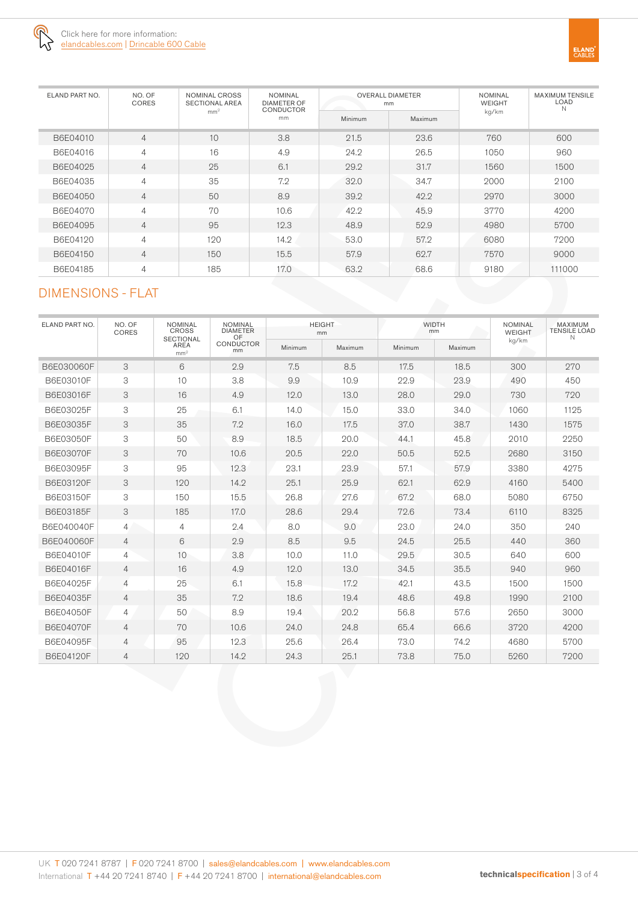Click here for more information:
elandcables.com | Drincable 600 Cable

| ELAND PART NO. | NO. OF CORES | NOMINAL CROSS SECTIONAL AREA mm² | NOMINAL DIAMETER OF CONDUCTOR mm | OVERALL DIAMETER mm | | NOMINAL WEIGHT kg/km | MAXIMUM TENSILE LOAD N |
|---|---|---|---|---|---|---|---|
| | | | | Minimum | Maximum | | |
| B6E04010 | 4 | 10 | 3.8 | 21.5 | 23.6 | 760 | 600 |
| B6E04016 | 4 | 16 | 4.9 | 24.2 | 26.5 | 1050 | 960 |
| B6E04025 | 4 | 25 | 6.1 | 29.2 | 31.7 | 1560 | 1500 |
| B6E04035 | 4 | 35 | 7.2 | 32.0 | 34.7 | 2000 | 2100 |
| B6E04050 | 4 | 50 | 8.9 | 39.2 | 42.2 | 2970 | 3000 |
| B6E04070 | 4 | 70 | 10.6 | 42.2 | 45.9 | 3770 | 4200 |
| B6E04095 | 4 | 95 | 12.3 | 48.9 | 52.9 | 4980 | 5700 |
| B6E04120 | 4 | 120 | 14.2 | 53.0 | 57.2 | 6080 | 7200 |
| B6E04150 | 4 | 150 | 15.5 | 57.9 | 62.7 | 7570 | 9000 |
| B6E04185 | 4 | 185 | 17.0 | 63.2 | 68.6 | 9180 | 111000 |

## DIMENSIONS - FLAT

| ELAND PART NO. | NO. OF CORES | NOMINAL CROSS SECTIONAL AREA mm² | NOMINAL DIAMETER OF CONDUCTOR mm | HEIGHT mm | | WIDTH mm | | NOMINAL WEIGHT kg/km | MAXIMUM TENSILE LOAD N |
|---|---|---|---|---|---|---|---|---|---|
| | | | | Minimum | Maximum | Minimum | Maximum | | |
| B6E030060F | 3 | 6 | 2.9 | 7.5 | 8.5 | 17.5 | 18.5 | 300 | 270 |
| B6E03010F | 3 | 10 | 3.8 | 9.9 | 10.9 | 22.9 | 23.9 | 490 | 450 |
| B6E03016F | 3 | 16 | 4.9 | 12.0 | 13.0 | 28.0 | 29.0 | 730 | 720 |
| B6E03025F | 3 | 25 | 6.1 | 14.0 | 15.0 | 33.0 | 34.0 | 1060 | 1125 |
| B6E03035F | 3 | 35 | 7.2 | 16.0 | 17.5 | 37.0 | 38.7 | 1430 | 1575 |
| B6E03050F | 3 | 50 | 8.9 | 18.5 | 20.0 | 44.1 | 45.8 | 2010 | 2250 |
| B6E03070F | 3 | 70 | 10.6 | 20.5 | 22.0 | 50.5 | 52.5 | 2680 | 3150 |
| B6E03095F | 3 | 95 | 12.3 | 23.1 | 23.9 | 57.1 | 57.9 | 3380 | 4275 |
| B6E03120F | 3 | 120 | 14.2 | 25.1 | 25.9 | 62.1 | 62.9 | 4160 | 5400 |
| B6E03150F | 3 | 150 | 15.5 | 26.8 | 27.6 | 67.2 | 68.0 | 5080 | 6750 |
| B6E03185F | 3 | 185 | 17.0 | 28.6 | 29.4 | 72.6 | 73.4 | 6110 | 8325 |
| B6E040040F | 4 | 4 | 2.4 | 8.0 | 9.0 | 23.0 | 24.0 | 350 | 240 |
| B6E040060F | 4 | 6 | 2.9 | 8.5 | 9.5 | 24.5 | 25.5 | 440 | 360 |
| B6E04010F | 4 | 10 | 3.8 | 10.0 | 11.0 | 29.5 | 30.5 | 640 | 600 |
| B6E04016F | 4 | 16 | 4.9 | 12.0 | 13.0 | 34.5 | 35.5 | 940 | 960 |
| B6E04025F | 4 | 25 | 6.1 | 15.8 | 17.2 | 42.1 | 43.5 | 1500 | 1500 |
| B6E04035F | 4 | 35 | 7.2 | 18.6 | 19.4 | 48.6 | 49.8 | 1990 | 2100 |
| B6E04050F | 4 | 50 | 8.9 | 19.4 | 20.2 | 56.8 | 57.6 | 2650 | 3000 |
| B6E04070F | 4 | 70 | 10.6 | 24.0 | 24.8 | 65.4 | 66.6 | 3720 | 4200 |
| B6E04095F | 4 | 95 | 12.3 | 25.6 | 26.4 | 73.0 | 74.2 | 4680 | 5700 |
| B6E04120F | 4 | 120 | 14.2 | 24.3 | 25.1 | 73.8 | 75.0 | 5260 | 7200 |

UK T 020 7241 8787 | F 020 7241 8700 | sales@elandcables.com | www.elandcables.com
International T +44 20 7241 8740 | F +44 20 7241 8700 | international@elandcables.com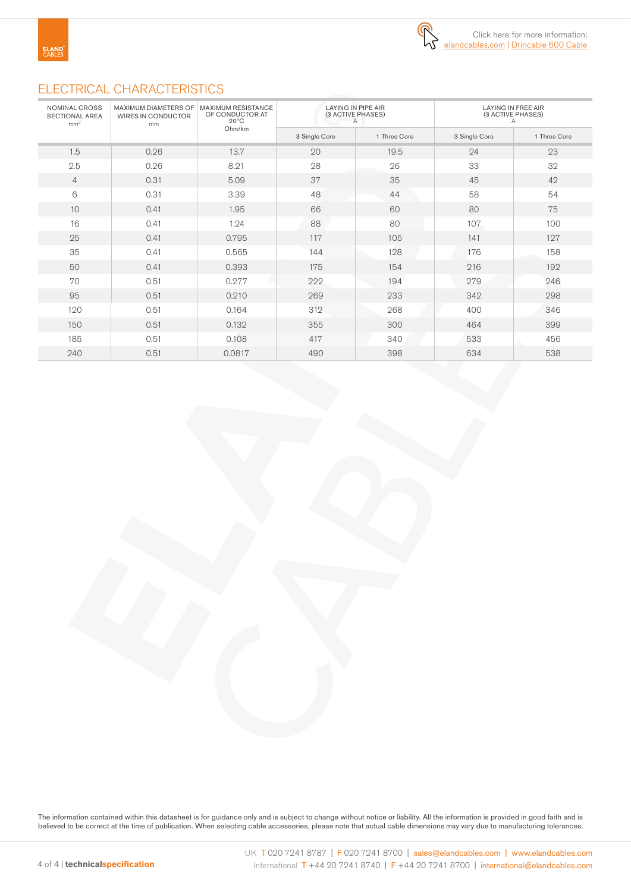Click here for more information: elandcables.com | Drincable 600 Cable

## ELECTRICAL CHARACTERISTICS

| NOMINAL CROSS SECTIONAL AREA $mm^2$ | MAXIMUM DIAMETERS OF WIRES IN CONDUCTOR mm | MAXIMUM RESISTANCE OF CONDUCTOR AT 20°C Ohm/km | LAYING IN PIPE AIR (3 ACTIVE PHASES) A | | LAYING IN FREE AIR (3 ACTIVE PHASES) A | |
|---|---|---|---|---|---|---|
| | | | 3 Single Core | 1 Three Core | 3 Single Core | 1 Three Core |
| 1.5 | 0.26 | 13.7 | 20 | 19.5 | 24 | 23 |
| 2.5 | 0.26 | 8.21 | 28 | 26 | 33 | 32 |
| 4 | 0.31 | 5.09 | 37 | 35 | 45 | 42 |
| 6 | 0.31 | 3.39 | 48 | 44 | 58 | 54 |
| 10 | 0.41 | 1.95 | 66 | 60 | 80 | 75 |
| 16 | 0.41 | 1.24 | 88 | 80 | 107 | 100 |
| 25 | 0.41 | 0.795 | 117 | 105 | 141 | 127 |
| 35 | 0.41 | 0.565 | 144 | 128 | 176 | 158 |
| 50 | 0.41 | 0.393 | 175 | 154 | 216 | 192 |
| 70 | 0.51 | 0.277 | 222 | 194 | 279 | 246 |
| 95 | 0.51 | 0.210 | 269 | 233 | 342 | 298 |
| 120 | 0.51 | 0.164 | 312 | 268 | 400 | 346 |
| 150 | 0.51 | 0.132 | 355 | 300 | 464 | 399 |
| 185 | 0.51 | 0.108 | 417 | 340 | 533 | 456 |
| 240 | 0.51 | 0.0817 | 490 | 398 | 634 | 538 |

The information contained within this datasheet is for guidance only and is subject to change without notice or liability. All the information is provided in good faith and is believed to be correct at the time of publication. When selecting cable accessories, please note that actual cable dimensions may vary due to manufacturing tolerances.

UK T 020 7241 8787 | F 020 7241 8700 | sales@elandcables.com | www.elandcables.com
International T +44 20 7241 8740 | F +44 20 7241 8700 | international@elandcables.com